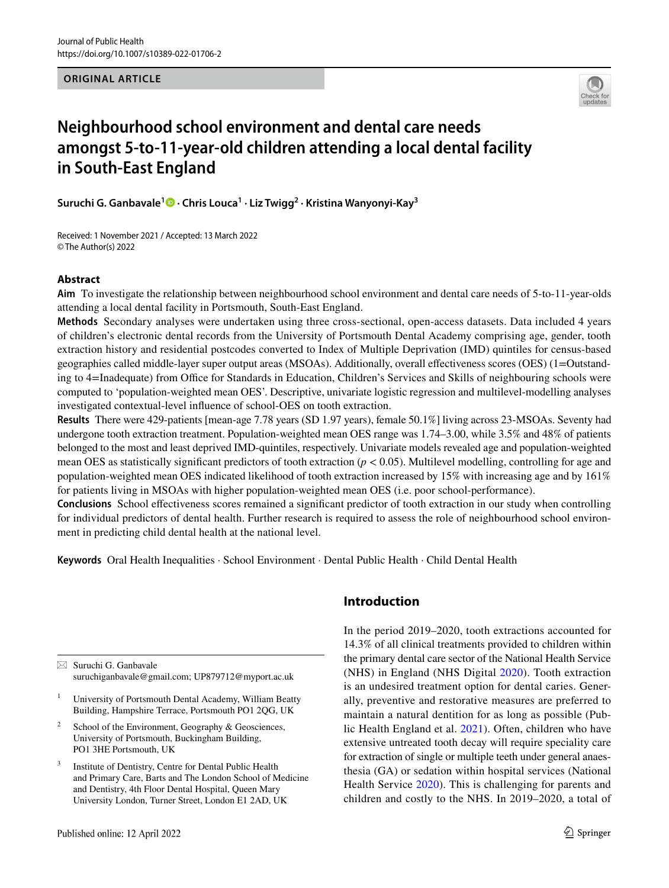ORIGINAL ARTICLE

# Neighbourhood school environment and dental care needs amongst 5-to-11-year-old children attending a local dental facility in South-East England

**Suruchi G. Ganbavale[1] · Chris Louca[1] · Liz Twigg[2] · Kristina Wanyonyi-Kay[3]**

Received: 1 November 2021 / Accepted: 13 March 2022
© The Author(s) 2022

## Abstract

**Aim** To investigate the relationship between neighbourhood school environment and dental care needs of 5-to-11-year-olds attending a local dental facility in Portsmouth, South-East England.

**Methods** Secondary analyses were undertaken using three cross-sectional, open-access datasets. Data included 4 years of children's electronic dental records from the University of Portsmouth Dental Academy comprising age, gender, tooth extraction history and residential postcodes converted to Index of Multiple Deprivation (IMD) quintiles for census-based geographies called middle-layer super output areas (MSOAs). Additionally, overall effectiveness scores (OES) (1=Outstanding to 4=Inadequate) from Office for Standards in Education, Children's Services and Skills of neighbouring schools were computed to 'population-weighted mean OES'. Descriptive, univariate logistic regression and multilevel-modelling analyses investigated contextual-level influence of school-OES on tooth extraction.

**Results** There were 429-patients [mean-age 7.78 years (SD 1.97 years), female 50.1%] living across 23-MSOAs. Seventy had undergone tooth extraction treatment. Population-weighted mean OES range was 1.74–3.00, while 3.5% and 48% of patients belonged to the most and least deprived IMD-quintiles, respectively. Univariate models revealed age and population-weighted mean OES as statistically significant predictors of tooth extraction ($p < 0.05$). Multilevel modelling, controlling for age and population-weighted mean OES indicated likelihood of tooth extraction increased by 15% with increasing age and by 161% for patients living in MSOAs with higher population-weighted mean OES (i.e. poor school-performance).

**Conclusions** School effectiveness scores remained a significant predictor of tooth extraction in our study when controlling for individual predictors of dental health. Further research is required to assess the role of neighbourhood school environment in predicting child dental health at the national level.

**Keywords** Oral Health Inequalities · School Environment · Dental Public Health · Child Dental Health

## Introduction

In the period 2019–2020, tooth extractions accounted for 14.3% of all clinical treatments provided to children within the primary dental care sector of the National Health Service (NHS) in England (NHS Digital 2020). Tooth extraction is an undesired treatment option for dental caries. Generally, preventive and restorative measures are preferred to maintain a natural dentition for as long as possible (Public Health England et al. 2021). Often, children who have extensive untreated tooth decay will require speciality care for extraction of single or multiple teeth under general anaesthesia (GA) or sedation within hospital services (National Health Service 2020). This is challenging for parents and children and costly to the NHS. In 2019–2020, a total of

---

✉ Suruchi G. Ganbavale
suruchiganbavale@gmail.com; UP879712@myport.ac.uk

[1] University of Portsmouth Dental Academy, William Beatty Building, Hampshire Terrace, Portsmouth PO1 2QG, UK

[2] School of the Environment, Geography & Geosciences, University of Portsmouth, Buckingham Building, PO1 3HE Portsmouth, UK

[3] Institute of Dentistry, Centre for Dental Public Health and Primary Care, Barts and The London School of Medicine and Dentistry, 4th Floor Dental Hospital, Queen Mary University London, Turner Street, London E1 2AD, UK

Published online: 12 April 2022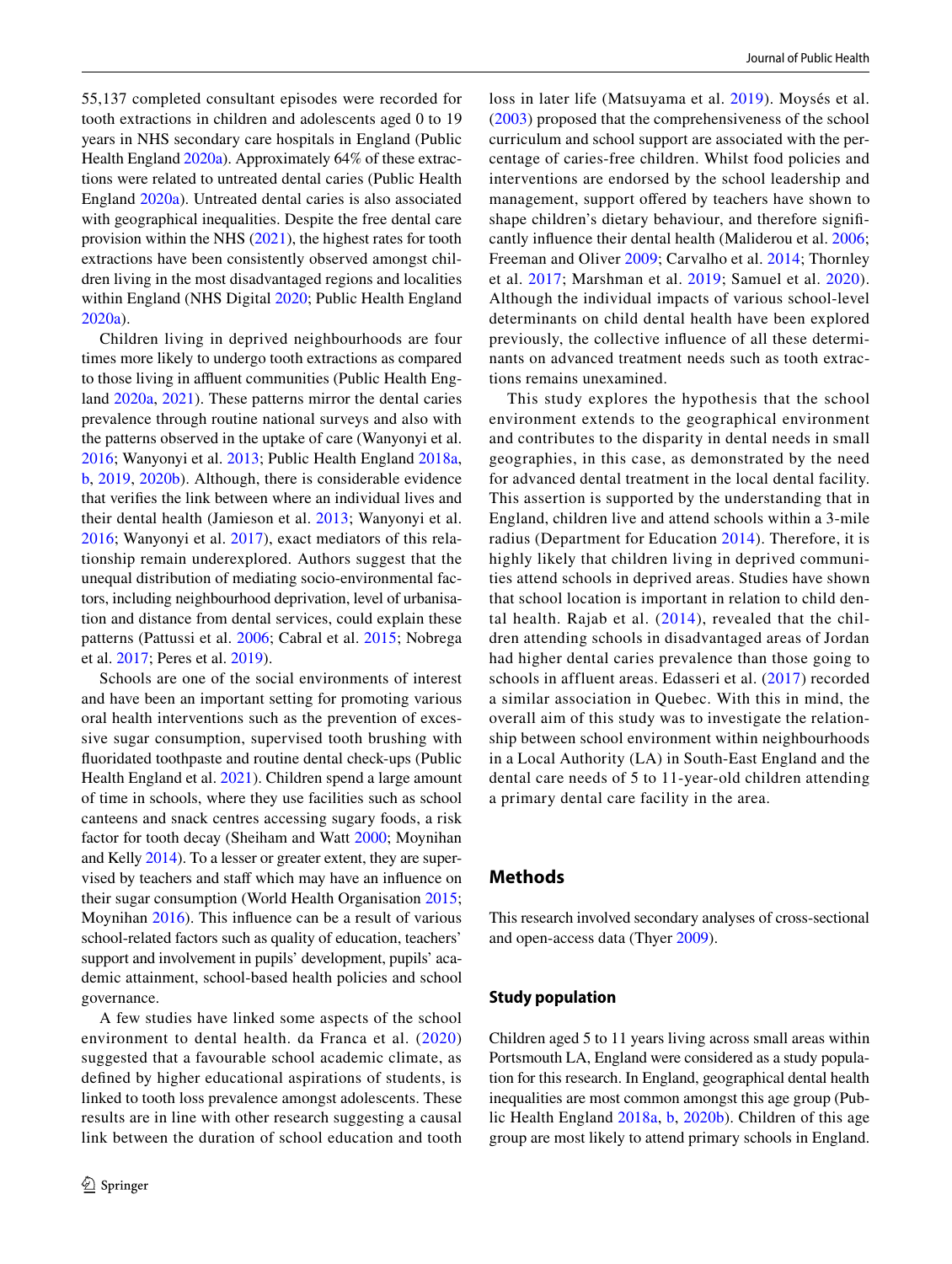55,137 completed consultant episodes were recorded for tooth extractions in children and adolescents aged 0 to 19 years in NHS secondary care hospitals in England (Public Health England 2020a). Approximately 64% of these extractions were related to untreated dental caries (Public Health England 2020a). Untreated dental caries is also associated with geographical inequalities. Despite the free dental care provision within the NHS (2021), the highest rates for tooth extractions have been consistently observed amongst children living in the most disadvantaged regions and localities within England (NHS Digital 2020; Public Health England 2020a).

Children living in deprived neighbourhoods are four times more likely to undergo tooth extractions as compared to those living in affluent communities (Public Health England 2020a, 2021). These patterns mirror the dental caries prevalence through routine national surveys and also with the patterns observed in the uptake of care (Wanyonyi et al. 2016; Wanyonyi et al. 2013; Public Health England 2018a, b, 2019, 2020b). Although, there is considerable evidence that verifies the link between where an individual lives and their dental health (Jamieson et al. 2013; Wanyonyi et al. 2016; Wanyonyi et al. 2017), exact mediators of this relationship remain underexplored. Authors suggest that the unequal distribution of mediating socio-environmental factors, including neighbourhood deprivation, level of urbanisation and distance from dental services, could explain these patterns (Pattussi et al. 2006; Cabral et al. 2015; Nobrega et al. 2017; Peres et al. 2019).

Schools are one of the social environments of interest and have been an important setting for promoting various oral health interventions such as the prevention of excessive sugar consumption, supervised tooth brushing with fluoridated toothpaste and routine dental check-ups (Public Health England et al. 2021). Children spend a large amount of time in schools, where they use facilities such as school canteens and snack centres accessing sugary foods, a risk factor for tooth decay (Sheiham and Watt 2000; Moynihan and Kelly 2014). To a lesser or greater extent, they are supervised by teachers and staff which may have an influence on their sugar consumption (World Health Organisation 2015; Moynihan 2016). This influence can be a result of various school-related factors such as quality of education, teachers' support and involvement in pupils' development, pupils' academic attainment, school-based health policies and school governance.

A few studies have linked some aspects of the school environment to dental health. da Franca et al. (2020) suggested that a favourable school academic climate, as defined by higher educational aspirations of students, is linked to tooth loss prevalence amongst adolescents. These results are in line with other research suggesting a causal link between the duration of school education and tooth loss in later life (Matsuyama et al. 2019). Moysés et al. (2003) proposed that the comprehensiveness of the school curriculum and school support are associated with the percentage of caries-free children. Whilst food policies and interventions are endorsed by the school leadership and management, support offered by teachers have shown to shape children's dietary behaviour, and therefore significantly influence their dental health (Maliderou et al. 2006; Freeman and Oliver 2009; Carvalho et al. 2014; Thornley et al. 2017; Marshman et al. 2019; Samuel et al. 2020). Although the individual impacts of various school-level determinants on child dental health have been explored previously, the collective influence of all these determinants on advanced treatment needs such as tooth extractions remains unexamined.

This study explores the hypothesis that the school environment extends to the geographical environment and contributes to the disparity in dental needs in small geographies, in this case, as demonstrated by the need for advanced dental treatment in the local dental facility. This assertion is supported by the understanding that in England, children live and attend schools within a 3-mile radius (Department for Education 2014). Therefore, it is highly likely that children living in deprived communities attend schools in deprived areas. Studies have shown that school location is important in relation to child dental health. Rajab et al. (2014), revealed that the children attending schools in disadvantaged areas of Jordan had higher dental caries prevalence than those going to schools in affluent areas. Edasseri et al. (2017) recorded a similar association in Quebec. With this in mind, the overall aim of this study was to investigate the relationship between school environment within neighbourhoods in a Local Authority (LA) in South-East England and the dental care needs of 5 to 11-year-old children attending a primary dental care facility in the area.

## Methods

This research involved secondary analyses of cross-sectional and open-access data (Thyer 2009).

### Study population

Children aged 5 to 11 years living across small areas within Portsmouth LA, England were considered as a study population for this research. In England, geographical dental health inequalities are most common amongst this age group (Public Health England 2018a, b, 2020b). Children of this age group are most likely to attend primary schools in England.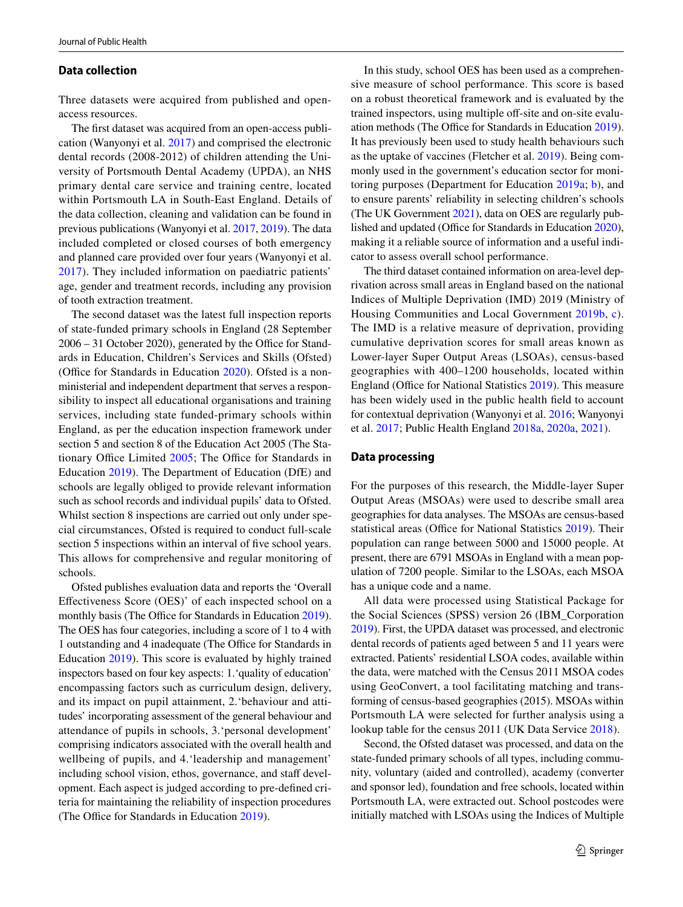### Data collection

Three datasets were acquired from published and open-access resources.

The first dataset was acquired from an open-access publication (Wanyonyi et al. 2017) and comprised the electronic dental records (2008-2012) of children attending the University of Portsmouth Dental Academy (UPDA), an NHS primary dental care service and training centre, located within Portsmouth LA in South-East England. Details of the data collection, cleaning and validation can be found in previous publications (Wanyonyi et al. 2017, 2019). The data included completed or closed courses of both emergency and planned care provided over four years (Wanyonyi et al. 2017). They included information on paediatric patients' age, gender and treatment records, including any provision of tooth extraction treatment.

The second dataset was the latest full inspection reports of state-funded primary schools in England (28 September 2006 – 31 October 2020), generated by the Office for Standards in Education, Children's Services and Skills (Ofsted) (Office for Standards in Education 2020). Ofsted is a non-ministerial and independent department that serves a responsibility to inspect all educational organisations and training services, including state funded-primary schools within England, as per the education inspection framework under section 5 and section 8 of the Education Act 2005 (The Stationary Office Limited 2005; The Office for Standards in Education 2019). The Department of Education (DfE) and schools are legally obliged to provide relevant information such as school records and individual pupils' data to Ofsted. Whilst section 8 inspections are carried out only under special circumstances, Ofsted is required to conduct full-scale section 5 inspections within an interval of five school years. This allows for comprehensive and regular monitoring of schools.

Ofsted publishes evaluation data and reports the 'Overall Effectiveness Score (OES)' of each inspected school on a monthly basis (The Office for Standards in Education 2019). The OES has four categories, including a score of 1 to 4 with 1 outstanding and 4 inadequate (The Office for Standards in Education 2019). This score is evaluated by highly trained inspectors based on four key aspects: 1.'quality of education' encompassing factors such as curriculum design, delivery, and its impact on pupil attainment, 2.'behaviour and attitudes' incorporating assessment of the general behaviour and attendance of pupils in schools, 3.'personal development' comprising indicators associated with the overall health and wellbeing of pupils, and 4.'leadership and management' including school vision, ethos, governance, and staff development. Each aspect is judged according to pre-defined criteria for maintaining the reliability of inspection procedures (The Office for Standards in Education 2019).

In this study, school OES has been used as a comprehensive measure of school performance. This score is based on a robust theoretical framework and is evaluated by the trained inspectors, using multiple off-site and on-site evaluation methods (The Office for Standards in Education 2019). It has previously been used to study health behaviours such as the uptake of vaccines (Fletcher et al. 2019). Being commonly used in the government's education sector for monitoring purposes (Department for Education 2019a; b), and to ensure parents' reliability in selecting children's schools (The UK Government 2021), data on OES are regularly published and updated (Office for Standards in Education 2020), making it a reliable source of information and a useful indicator to assess overall school performance.

The third dataset contained information on area-level deprivation across small areas in England based on the national Indices of Multiple Deprivation (IMD) 2019 (Ministry of Housing Communities and Local Government 2019b, c). The IMD is a relative measure of deprivation, providing cumulative deprivation scores for small areas known as Lower-layer Super Output Areas (LSOAs), census-based geographies with 400–1200 households, located within England (Office for National Statistics 2019). This measure has been widely used in the public health field to account for contextual deprivation (Wanyonyi et al. 2016; Wanyonyi et al. 2017; Public Health England 2018a, 2020a, 2021).

### Data processing

For the purposes of this research, the Middle-layer Super Output Areas (MSOAs) were used to describe small area geographies for data analyses. The MSOAs are census-based statistical areas (Office for National Statistics 2019). Their population can range between 5000 and 15000 people. At present, there are 6791 MSOAs in England with a mean population of 7200 people. Similar to the LSOAs, each MSOA has a unique code and a name.

All data were processed using Statistical Package for the Social Sciences (SPSS) version 26 (IBM_Corporation 2019). First, the UPDA dataset was processed, and electronic dental records of patients aged between 5 and 11 years were extracted. Patients' residential LSOA codes, available within the data, were matched with the Census 2011 MSOA codes using GeoConvert, a tool facilitating matching and transforming of census-based geographies (2015). MSOAs within Portsmouth LA were selected for further analysis using a lookup table for the census 2011 (UK Data Service 2018).

Second, the Ofsted dataset was processed, and data on the state-funded primary schools of all types, including community, voluntary (aided and controlled), academy (converter and sponsor led), foundation and free schools, located within Portsmouth LA, were extracted out. School postcodes were initially matched with LSOAs using the Indices of Multiple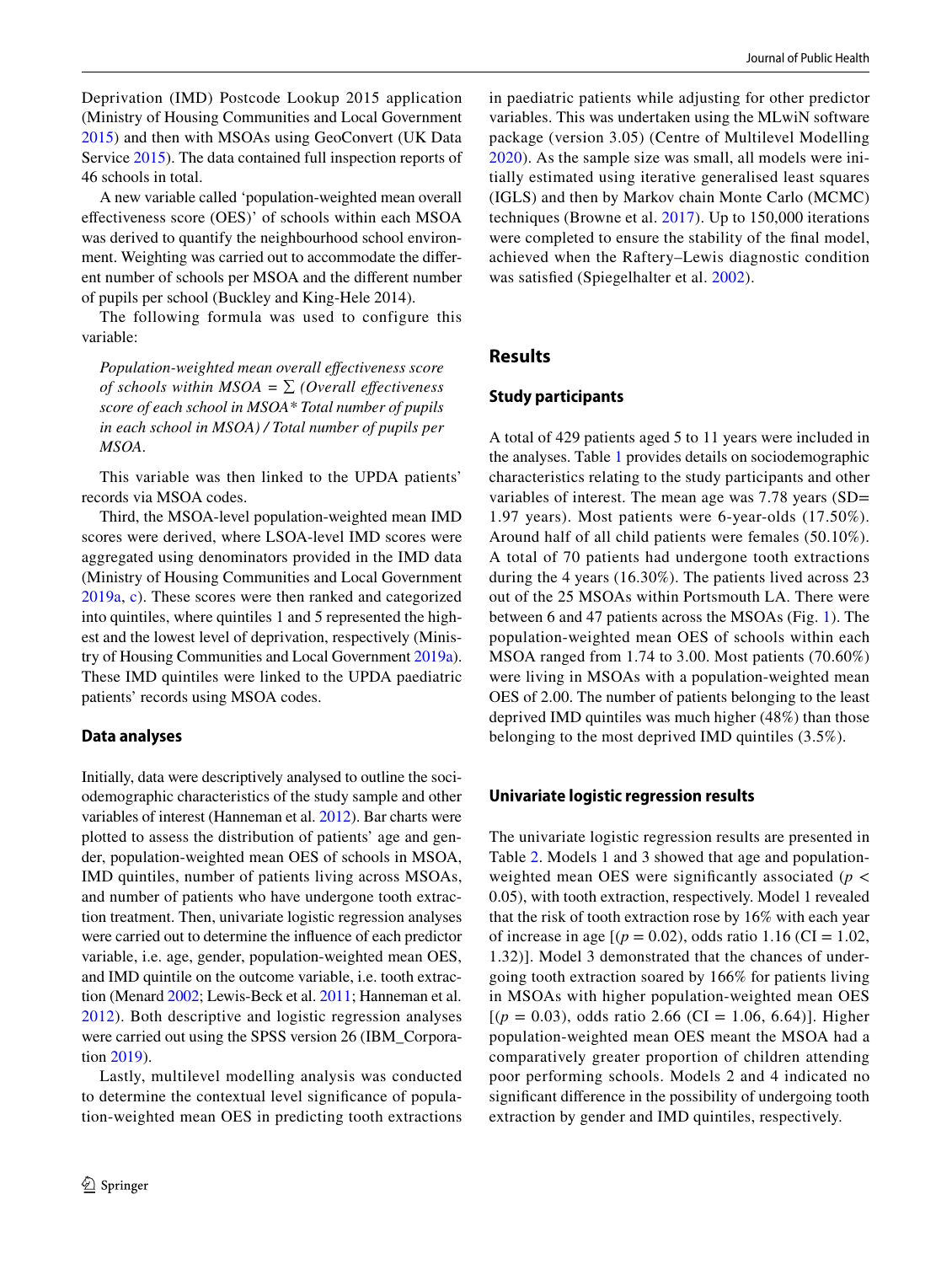Deprivation (IMD) Postcode Lookup 2015 application (Ministry of Housing Communities and Local Government 2015) and then with MSOAs using GeoConvert (UK Data Service 2015). The data contained full inspection reports of 46 schools in total.

A new variable called 'population-weighted mean overall effectiveness score (OES)' of schools within each MSOA was derived to quantify the neighbourhood school environment. Weighting was carried out to accommodate the different number of schools per MSOA and the different number of pupils per school (Buckley and King-Hele 2014).

The following formula was used to configure this variable:

> *Population-weighted mean overall effectiveness score of schools within MSOA = ∑ (Overall effectiveness score of each school in MSOA* Total number of pupils in each school in MSOA) / Total number of pupils per MSOA.*

This variable was then linked to the UPDA patients' records via MSOA codes.

Third, the MSOA-level population-weighted mean IMD scores were derived, where LSOA-level IMD scores were aggregated using denominators provided in the IMD data (Ministry of Housing Communities and Local Government 2019a, c). These scores were then ranked and categorized into quintiles, where quintiles 1 and 5 represented the highest and the lowest level of deprivation, respectively (Ministry of Housing Communities and Local Government 2019a). These IMD quintiles were linked to the UPDA paediatric patients' records using MSOA codes.

### Data analyses

Initially, data were descriptively analysed to outline the sociodemographic characteristics of the study sample and other variables of interest (Hanneman et al. 2012). Bar charts were plotted to assess the distribution of patients' age and gender, population-weighted mean OES of schools in MSOA, IMD quintiles, number of patients living across MSOAs, and number of patients who have undergone tooth extraction treatment. Then, univariate logistic regression analyses were carried out to determine the influence of each predictor variable, i.e. age, gender, population-weighted mean OES, and IMD quintile on the outcome variable, i.e. tooth extraction (Menard 2002; Lewis-Beck et al. 2011; Hanneman et al. 2012). Both descriptive and logistic regression analyses were carried out using the SPSS version 26 (IBM_Corporation 2019).

Lastly, multilevel modelling analysis was conducted to determine the contextual level significance of population-weighted mean OES in predicting tooth extractions in paediatric patients while adjusting for other predictor variables. This was undertaken using the MLwiN software package (version 3.05) (Centre of Multilevel Modelling 2020). As the sample size was small, all models were initially estimated using iterative generalised least squares (IGLS) and then by Markov chain Monte Carlo (MCMC) techniques (Browne et al. 2017). Up to 150,000 iterations were completed to ensure the stability of the final model, achieved when the Raftery–Lewis diagnostic condition was satisfied (Spiegelhalter et al. 2002).

## Results

### Study participants

A total of 429 patients aged 5 to 11 years were included in the analyses. Table 1 provides details on sociodemographic characteristics relating to the study participants and other variables of interest. The mean age was 7.78 years (SD= 1.97 years). Most patients were 6-year-olds (17.50%). Around half of all child patients were females (50.10%). A total of 70 patients had undergone tooth extractions during the 4 years (16.30%). The patients lived across 23 out of the 25 MSOAs within Portsmouth LA. There were between 6 and 47 patients across the MSOAs (Fig. 1). The population-weighted mean OES of schools within each MSOA ranged from 1.74 to 3.00. Most patients (70.60%) were living in MSOAs with a population-weighted mean OES of 2.00. The number of patients belonging to the least deprived IMD quintiles was much higher (48%) than those belonging to the most deprived IMD quintiles (3.5%).

### Univariate logistic regression results

The univariate logistic regression results are presented in Table 2. Models 1 and 3 showed that age and population-weighted mean OES were significantly associated ($p < 0.05$), with tooth extraction, respectively. Model 1 revealed that the risk of tooth extraction rose by 16% with each year of increase in age [($p = 0.02$), odds ratio 1.16 (CI = 1.02, 1.32)]. Model 3 demonstrated that the chances of undergoing tooth extraction soared by 166% for patients living in MSOAs with higher population-weighted mean OES [($p = 0.03$), odds ratio 2.66 (CI = 1.06, 6.64)]. Higher population-weighted mean OES meant the MSOA had a comparatively greater proportion of children attending poor performing schools. Models 2 and 4 indicated no significant difference in the possibility of undergoing tooth extraction by gender and IMD quintiles, respectively.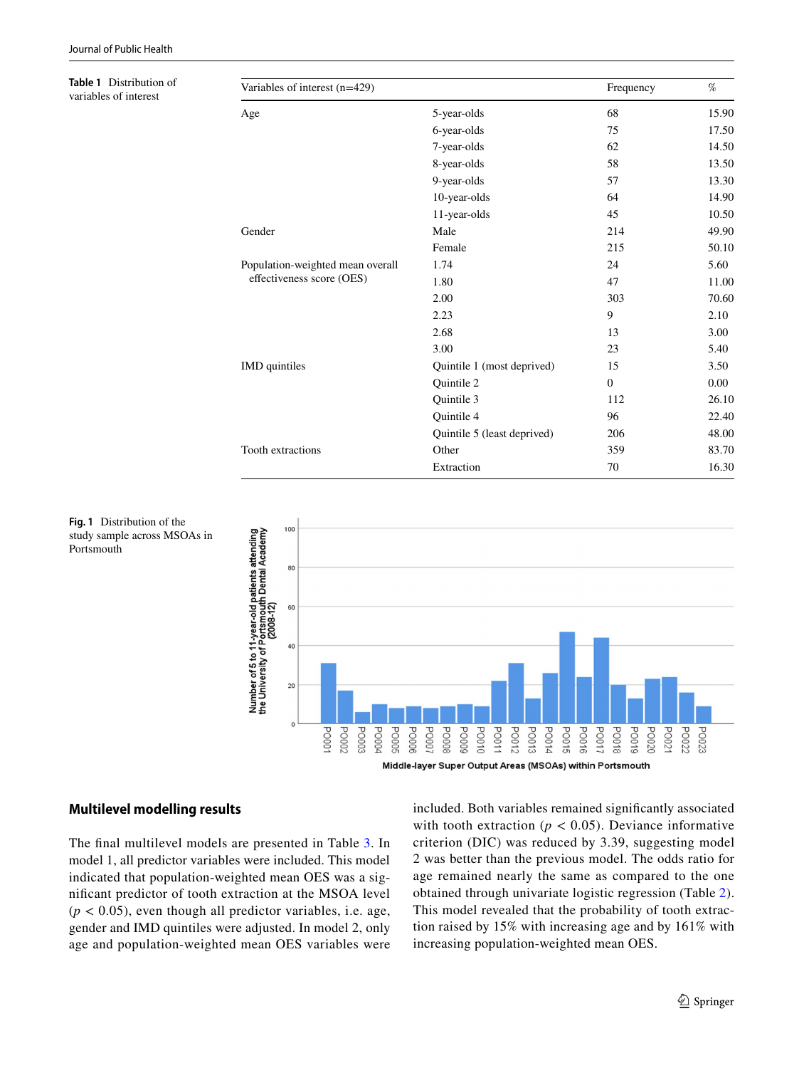**Table 1** Distribution of variables of interest

| Variables of interest (n=429) | | Frequency | % |
|---|---|---|---|
| Age | 5-year-olds | 68 | 15.90 |
| | 6-year-olds | 75 | 17.50 |
| | 7-year-olds | 62 | 14.50 |
| | 8-year-olds | 58 | 13.50 |
| | 9-year-olds | 57 | 13.30 |
| | 10-year-olds | 64 | 14.90 |
| | 11-year-olds | 45 | 10.50 |
| Gender | Male | 214 | 49.90 |
| | Female | 215 | 50.10 |
| Population-weighted mean overall effectiveness score (OES) | 1.74 | 24 | 5.60 |
| | 1.80 | 47 | 11.00 |
| | 2.00 | 303 | 70.60 |
| | 2.23 | 9 | 2.10 |
| | 2.68 | 13 | 3.00 |
| | 3.00 | 23 | 5.40 |
| IMD quintiles | Quintile 1 (most deprived) | 15 | 3.50 |
| | Quintile 2 | 0 | 0.00 |
| | Quintile 3 | 112 | 26.10 |
| | Quintile 4 | 96 | 22.40 |
| | Quintile 5 (least deprived) | 206 | 48.00 |
| Tooth extractions | Other | 359 | 83.70 |
| | Extraction | 70 | 16.30 |

**Fig. 1** Distribution of the study sample across MSOAs in Portsmouth

## Multilevel modelling results

The final multilevel models are presented in Table 3. In model 1, all predictor variables were included. This model indicated that population-weighted mean OES was a significant predictor of tooth extraction at the MSOA level ($p < 0.05$), even though all predictor variables, i.e. age, gender and IMD quintiles were adjusted. In model 2, only age and population-weighted mean OES variables were included. Both variables remained significantly associated with tooth extraction ($p < 0.05$). Deviance informative criterion (DIC) was reduced by 3.39, suggesting model 2 was better than the previous model. The odds ratio for age remained nearly the same as compared to the one obtained through univariate logistic regression (Table 2). This model revealed that the probability of tooth extraction raised by 15% with increasing age and by 161% with increasing population-weighted mean OES.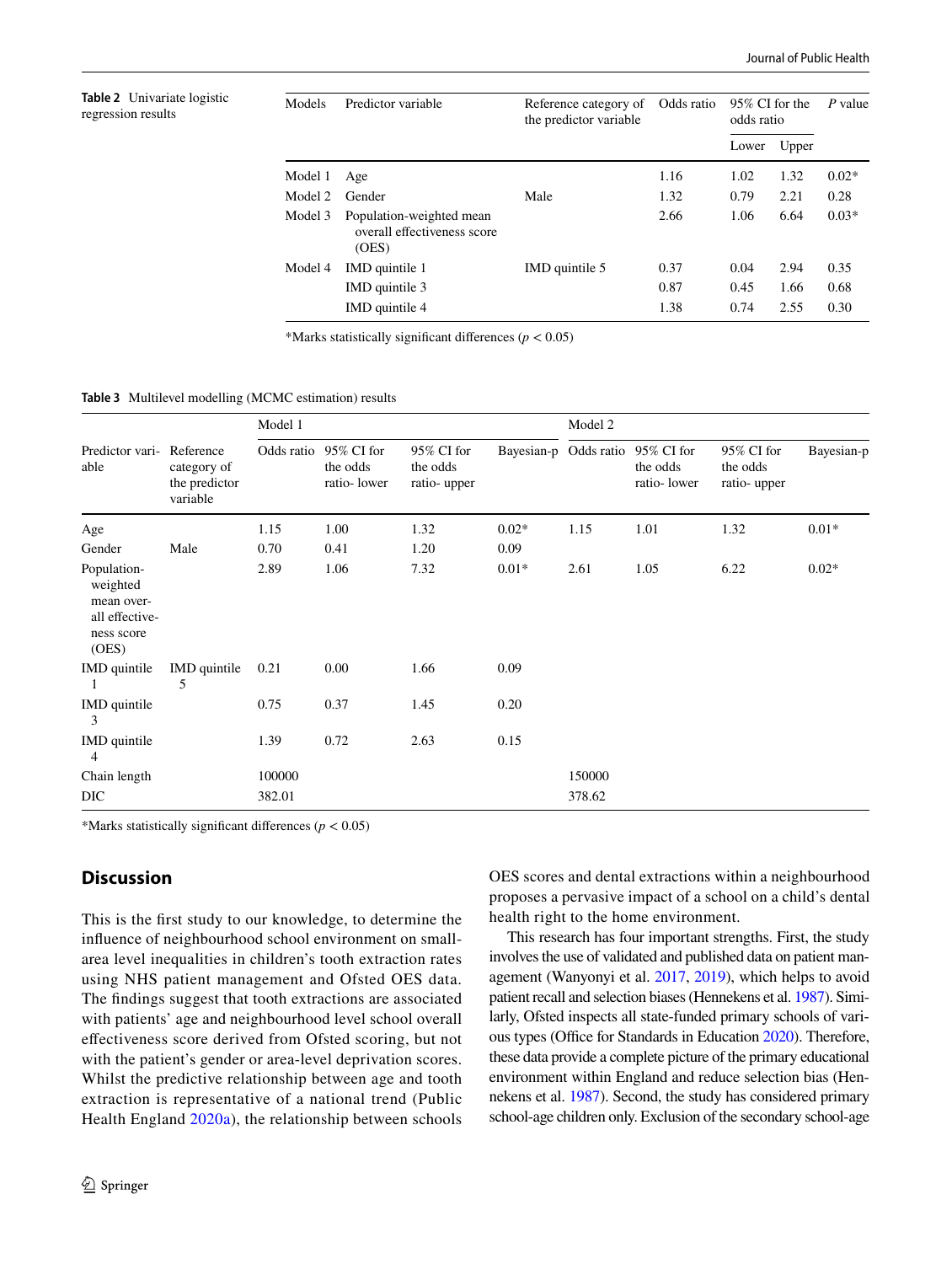**Table 2** Univariate logistic regression results

| Models | Predictor variable | Reference category of the predictor variable | Odds ratio | 95% CI for the odds ratio | | *P* value |
|---|---|---|---|---|---|---|
| | | | | Lower | Upper | |
| Model 1 | Age | | 1.16 | 1.02 | 1.32 | 0.02* |
| Model 2 | Gender | Male | 1.32 | 0.79 | 2.21 | 0.28 |
| Model 3 | Population-weighted mean overall effectiveness score (OES) | | 2.66 | 1.06 | 6.64 | 0.03* |
| Model 4 | IMD quintile 1 | IMD quintile 5 | 0.37 | 0.04 | 2.94 | 0.35 |
| | IMD quintile 3 | | 0.87 | 0.45 | 1.66 | 0.68 |
| | IMD quintile 4 | | 1.38 | 0.74 | 2.55 | 0.30 |

*Marks statistically significant differences ($p < 0.05$)

**Table 3** Multilevel modelling (MCMC estimation) results

| Predictor variable | Reference category of the predictor variable | Model 1 | | | | Model 2 | | | |
|---|---|---|---|---|---|---|---|---|---|
| | | Odds ratio | 95% CI for the odds ratio- lower | 95% CI for the odds ratio- upper | Bayesian-p | Odds ratio | 95% CI for the odds ratio- lower | 95% CI for the odds ratio- upper | Bayesian-p |
| Age | | 1.15 | 1.00 | 1.32 | 0.02* | 1.15 | 1.01 | 1.32 | 0.01* |
| Gender | Male | 0.70 | 0.41 | 1.20 | 0.09 | | | | |
| Population-weighted mean overall effectiveness score (OES) | | 2.89 | 1.06 | 7.32 | 0.01* | 2.61 | 1.05 | 6.22 | 0.02* |
| IMD quintile 1 | IMD quintile 5 | 0.21 | 0.00 | 1.66 | 0.09 | | | | |
| IMD quintile 3 | | 0.75 | 0.37 | 1.45 | 0.20 | | | | |
| IMD quintile 4 | | 1.39 | 0.72 | 2.63 | 0.15 | | | | |
| Chain length | | 100000 | | | | 150000 | | | |
| DIC | | 382.01 | | | | 378.62 | | | |

*Marks statistically significant differences ($p < 0.05$)

## Discussion

This is the first study to our knowledge, to determine the influence of neighbourhood school environment on small-area level inequalities in children's tooth extraction rates using NHS patient management and Ofsted OES data. The findings suggest that tooth extractions are associated with patients' age and neighbourhood level school overall effectiveness score derived from Ofsted scoring, but not with the patient's gender or area-level deprivation scores. Whilst the predictive relationship between age and tooth extraction is representative of a national trend (Public Health England 2020a), the relationship between schools OES scores and dental extractions within a neighbourhood proposes a pervasive impact of a school on a child's dental health right to the home environment.

This research has four important strengths. First, the study involves the use of validated and published data on patient management (Wanyonyi et al. 2017, 2019), which helps to avoid patient recall and selection biases (Hennekens et al. 1987). Similarly, Ofsted inspects all state-funded primary schools of various types (Office for Standards in Education 2020). Therefore, these data provide a complete picture of the primary educational environment within England and reduce selection bias (Hennekens et al. 1987). Second, the study has considered primary school-age children only. Exclusion of the secondary school-age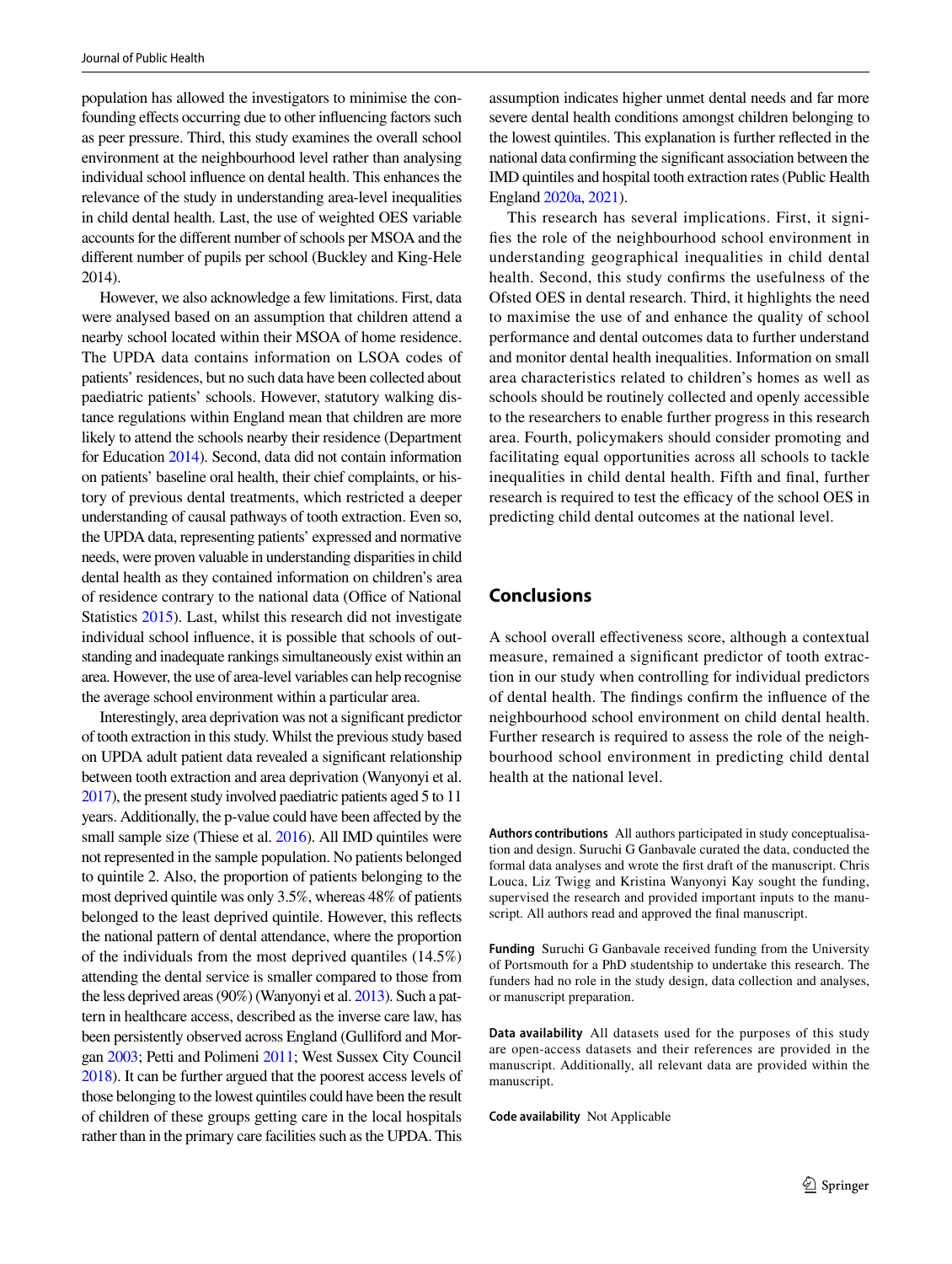population has allowed the investigators to minimise the confounding effects occurring due to other influencing factors such as peer pressure. Third, this study examines the overall school environment at the neighbourhood level rather than analysing individual school influence on dental health. This enhances the relevance of the study in understanding area-level inequalities in child dental health. Last, the use of weighted OES variable accounts for the different number of schools per MSOA and the different number of pupils per school (Buckley and King-Hele 2014).

However, we also acknowledge a few limitations. First, data were analysed based on an assumption that children attend a nearby school located within their MSOA of home residence. The UPDA data contains information on LSOA codes of patients' residences, but no such data have been collected about paediatric patients' schools. However, statutory walking distance regulations within England mean that children are more likely to attend the schools nearby their residence (Department for Education 2014). Second, data did not contain information on patients' baseline oral health, their chief complaints, or history of previous dental treatments, which restricted a deeper understanding of causal pathways of tooth extraction. Even so, the UPDA data, representing patients' expressed and normative needs, were proven valuable in understanding disparities in child dental health as they contained information on children's area of residence contrary to the national data (Office of National Statistics 2015). Last, whilst this research did not investigate individual school influence, it is possible that schools of outstanding and inadequate rankings simultaneously exist within an area. However, the use of area-level variables can help recognise the average school environment within a particular area.

Interestingly, area deprivation was not a significant predictor of tooth extraction in this study. Whilst the previous study based on UPDA adult patient data revealed a significant relationship between tooth extraction and area deprivation (Wanyonyi et al. 2017), the present study involved paediatric patients aged 5 to 11 years. Additionally, the p-value could have been affected by the small sample size (Thiese et al. 2016). All IMD quintiles were not represented in the sample population. No patients belonged to quintile 2. Also, the proportion of patients belonging to the most deprived quintile was only 3.5%, whereas 48% of patients belonged to the least deprived quintile. However, this reflects the national pattern of dental attendance, where the proportion of the individuals from the most deprived quantiles (14.5%) attending the dental service is smaller compared to those from the less deprived areas (90%) (Wanyonyi et al. 2013). Such a pattern in healthcare access, described as the inverse care law, has been persistently observed across England (Gulliford and Morgan 2003; Petti and Polimeni 2011; West Sussex City Council 2018). It can be further argued that the poorest access levels of those belonging to the lowest quintiles could have been the result of children of these groups getting care in the local hospitals rather than in the primary care facilities such as the UPDA. This assumption indicates higher unmet dental needs and far more severe dental health conditions amongst children belonging to the lowest quintiles. This explanation is further reflected in the national data confirming the significant association between the IMD quintiles and hospital tooth extraction rates (Public Health England 2020a, 2021).

This research has several implications. First, it signifies the role of the neighbourhood school environment in understanding geographical inequalities in child dental health. Second, this study confirms the usefulness of the Ofsted OES in dental research. Third, it highlights the need to maximise the use of and enhance the quality of school performance and dental outcomes data to further understand and monitor dental health inequalities. Information on small area characteristics related to children's homes as well as schools should be routinely collected and openly accessible to the researchers to enable further progress in this research area. Fourth, policymakers should consider promoting and facilitating equal opportunities across all schools to tackle inequalities in child dental health. Fifth and final, further research is required to test the efficacy of the school OES in predicting child dental outcomes at the national level.

## Conclusions

A school overall effectiveness score, although a contextual measure, remained a significant predictor of tooth extraction in our study when controlling for individual predictors of dental health. The findings confirm the influence of the neighbourhood school environment on child dental health. Further research is required to assess the role of the neighbourhood school environment in predicting child dental health at the national level.

**Authors contributions** All authors participated in study conceptualisation and design. Suruchi G Ganbavale curated the data, conducted the formal data analyses and wrote the first draft of the manuscript. Chris Louca, Liz Twigg and Kristina Wanyonyi Kay sought the funding, supervised the research and provided important inputs to the manuscript. All authors read and approved the final manuscript.

**Funding** Suruchi G Ganbavale received funding from the University of Portsmouth for a PhD studentship to undertake this research. The funders had no role in the study design, data collection and analyses, or manuscript preparation.

**Data availability** All datasets used for the purposes of this study are open-access datasets and their references are provided in the manuscript. Additionally, all relevant data are provided within the manuscript.

**Code availability** Not Applicable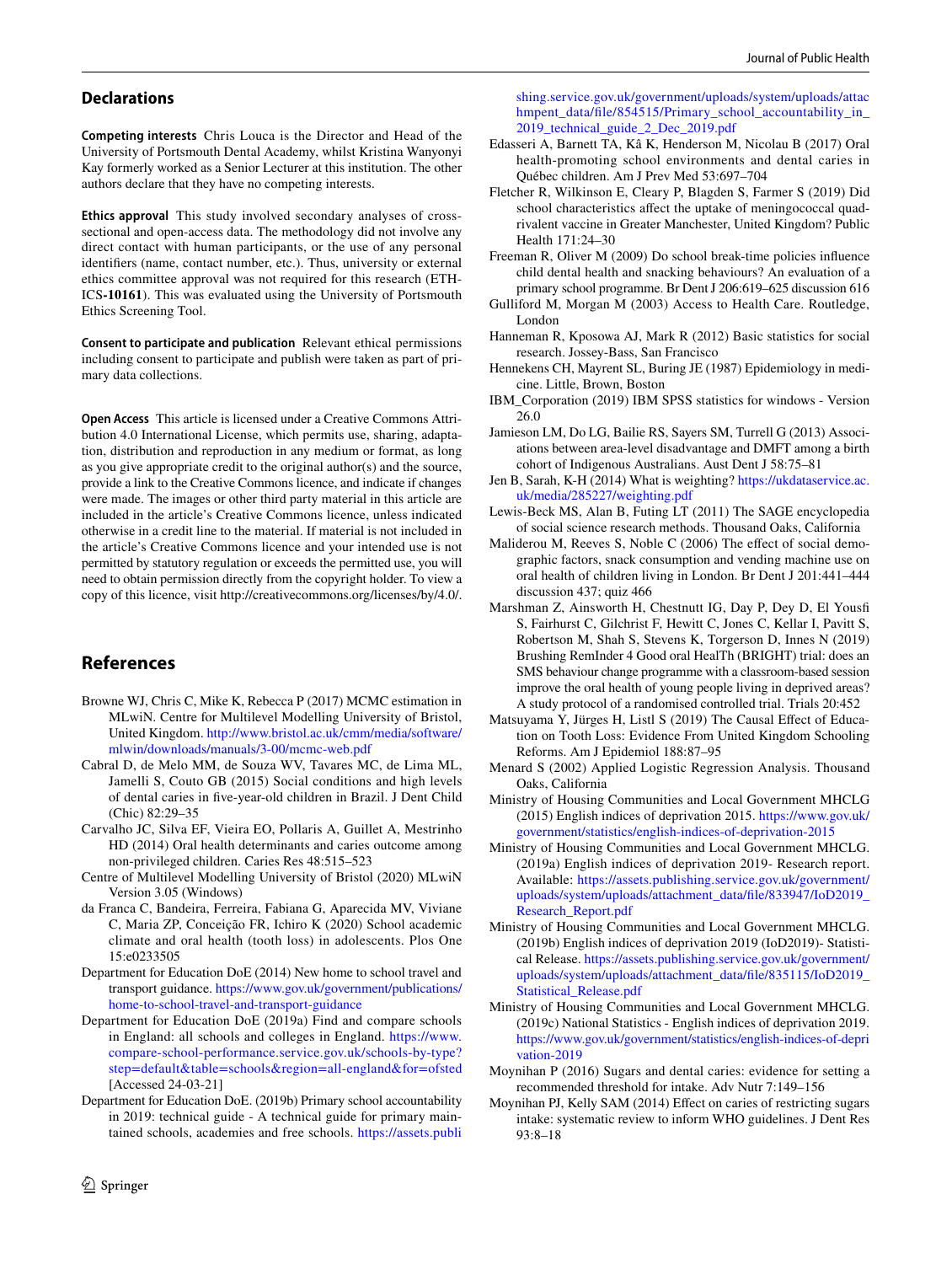## Declarations

**Competing interests** Chris Louca is the Director and Head of the University of Portsmouth Dental Academy, whilst Kristina Wanyonyi Kay formerly worked as a Senior Lecturer at this institution. The other authors declare that they have no competing interests.

**Ethics approval** This study involved secondary analyses of cross-sectional and open-access data. The methodology did not involve any direct contact with human participants, or the use of any personal identifiers (name, contact number, etc.). Thus, university or external ethics committee approval was not required for this research (ETH-ICS-**10161**). This was evaluated using the University of Portsmouth Ethics Screening Tool.

**Consent to participate and publication** Relevant ethical permissions including consent to participate and publish were taken as part of primary data collections.

**Open Access** This article is licensed under a Creative Commons Attribution 4.0 International License, which permits use, sharing, adaptation, distribution and reproduction in any medium or format, as long as you give appropriate credit to the original author(s) and the source, provide a link to the Creative Commons licence, and indicate if changes were made. The images or other third party material in this article are included in the article's Creative Commons licence, unless indicated otherwise in a credit line to the material. If material is not included in the article's Creative Commons licence and your intended use is not permitted by statutory regulation or exceeds the permitted use, you will need to obtain permission directly from the copyright holder. To view a copy of this licence, visit http://creativecommons.org/licenses/by/4.0/.

## References

Browne WJ, Chris C, Mike K, Rebecca P (2017) MCMC estimation in MLwiN. Centre for Multilevel Modelling University of Bristol, United Kingdom. http://www.bristol.ac.uk/cmm/media/software/mlwin/downloads/manuals/3-00/mcmc-web.pdf

Cabral D, de Melo MM, de Souza WV, Tavares MC, de Lima ML, Jamelli S, Couto GB (2015) Social conditions and high levels of dental caries in five-year-old children in Brazil. J Dent Child (Chic) 82:29–35

Carvalho JC, Silva EF, Vieira EO, Pollaris A, Guillet A, Mestrinho HD (2014) Oral health determinants and caries outcome among non-privileged children. Caries Res 48:515–523

Centre of Multilevel Modelling University of Bristol (2020) MLwiN Version 3.05 (Windows)

da Franca C, Bandeira, Ferreira, Fabiana G, Aparecida MV, Viviane C, Maria ZP, Conceição FR, Ichiro K (2020) School academic climate and oral health (tooth loss) in adolescents. Plos One 15:e0233505

Department for Education DoE (2014) New home to school travel and transport guidance. https://www.gov.uk/government/publications/home-to-school-travel-and-transport-guidance

Department for Education DoE (2019a) Find and compare schools in England: all schools and colleges in England. https://www.compare-school-performance.service.gov.uk/schools-by-type?step=default&table=schools&region=all-england&for=ofsted [Accessed 24-03-21]

Department for Education DoE. (2019b) Primary school accountability in 2019: technical guide - A technical guide for primary maintained schools, academies and free schools. https://assets.publishing.service.gov.uk/government/uploads/system/uploads/attachment_data/file/854515/Primary_school_accountability_in_2019_technical_guide_2_Dec_2019.pdf

Edasseri A, Barnett TA, Kâ K, Henderson M, Nicolau B (2017) Oral health-promoting school environments and dental caries in Québec children. Am J Prev Med 53:697–704

Fletcher R, Wilkinson E, Cleary P, Blagden S, Farmer S (2019) Did school characteristics affect the uptake of meningococcal quadrivalent vaccine in Greater Manchester, United Kingdom? Public Health 171:24–30

Freeman R, Oliver M (2009) Do school break-time policies influence child dental health and snacking behaviours? An evaluation of a primary school programme. Br Dent J 206:619–625 discussion 616

Gulliford M, Morgan M (2003) Access to Health Care. Routledge, London

Hanneman R, Kposowa AJ, Mark R (2012) Basic statistics for social research. Jossey-Bass, San Francisco

Hennekens CH, Mayrent SL, Buring JE (1987) Epidemiology in medicine. Little, Brown, Boston

IBM_Corporation (2019) IBM SPSS statistics for windows - Version 26.0

Jamieson LM, Do LG, Bailie RS, Sayers SM, Turrell G (2013) Associations between area-level disadvantage and DMFT among a birth cohort of Indigenous Australians. Aust Dent J 58:75–81

Jen B, Sarah, K-H (2014) What is weighting? https://ukdataservice.ac.uk/media/285227/weighting.pdf

Lewis-Beck MS, Alan B, Futing LT (2011) The SAGE encyclopedia of social science research methods. Thousand Oaks, California

Maliderou M, Reeves S, Noble C (2006) The effect of social demographic factors, snack consumption and vending machine use on oral health of children living in London. Br Dent J 201:441–444 discussion 437; quiz 466

Marshman Z, Ainsworth H, Chestnutt IG, Day P, Dey D, El Yousfi S, Fairhurst C, Gilchrist F, Hewitt C, Jones C, Kellar I, Pavitt S, Robertson M, Shah S, Stevens K, Torgerson D, Innes N (2019) Brushing RemInder 4 Good oral HealTh (BRIGHT) trial: does an SMS behaviour change programme with a classroom-based session improve the oral health of young people living in deprived areas? A study protocol of a randomised controlled trial. Trials 20:452

Matsuyama Y, Jürges H, Listl S (2019) The Causal Effect of Education on Tooth Loss: Evidence From United Kingdom Schooling Reforms. Am J Epidemiol 188:87–95

Menard S (2002) Applied Logistic Regression Analysis. Thousand Oaks, California

Ministry of Housing Communities and Local Government MHCLG (2015) English indices of deprivation 2015. https://www.gov.uk/government/statistics/english-indices-of-deprivation-2015

Ministry of Housing Communities and Local Government MHCLG. (2019a) English indices of deprivation 2019- Research report. Available: https://assets.publishing.service.gov.uk/government/uploads/system/uploads/attachment_data/file/833947/IoD2019_Research_Report.pdf

Ministry of Housing Communities and Local Government MHCLG. (2019b) English indices of deprivation 2019 (IoD2019)- Statistical Release. https://assets.publishing.service.gov.uk/government/uploads/system/uploads/attachment_data/file/835115/IoD2019_Statistical_Release.pdf

Ministry of Housing Communities and Local Government MHCLG. (2019c) National Statistics - English indices of deprivation 2019. https://www.gov.uk/government/statistics/english-indices-of-deprivation-2019

Moynihan P (2016) Sugars and dental caries: evidence for setting a recommended threshold for intake. Adv Nutr 7:149–156

Moynihan PJ, Kelly SAM (2014) Effect on caries of restricting sugars intake: systematic review to inform WHO guidelines. J Dent Res 93:8–18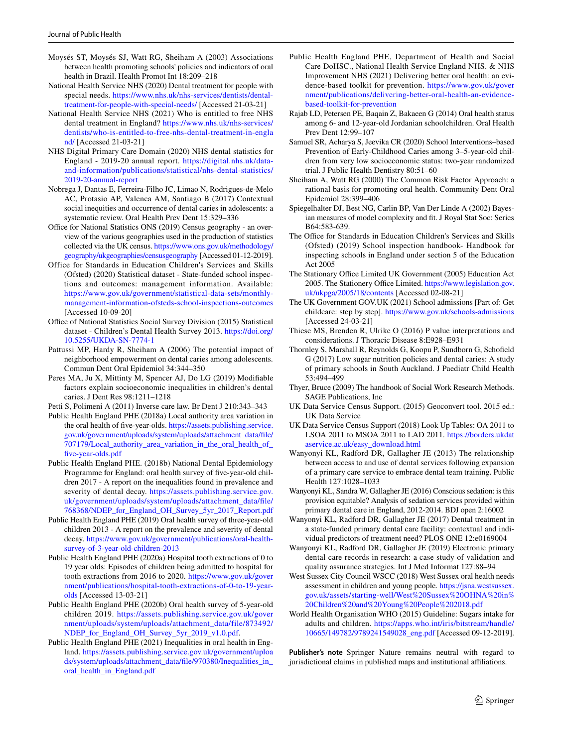Moysés ST, Moysés SJ, Watt RG, Sheiham A (2003) Associations between health promoting schools' policies and indicators of oral health in Brazil. Health Promot Int 18:209–218

National Health Service NHS (2020) Dental treatment for people with special needs. https://www.nhs.uk/nhs-services/dentists/dental-treatment-for-people-with-special-needs/ [Accessed 21-03-21]

National Health Service NHS (2021) Who is entitled to free NHS dental treatment in England? https://www.nhs.uk/nhs-services/dentists/who-is-entitled-to-free-nhs-dental-treatment-in-england/ [Accessed 21-03-21]

NHS Digital Primary Care Domain (2020) NHS dental statistics for England - 2019-20 annual report. https://digital.nhs.uk/data-and-information/publications/statistical/nhs-dental-statistics/2019-20-annual-report

Nobrega J, Dantas E, Ferreira-Filho JC, Limao N, Rodrigues-de-Melo AC, Protasio AP, Valenca AM, Santiago B (2017) Contextual social inequities and occurrence of dental caries in adolescents: a systematic review. Oral Health Prev Dent 15:329–336

Office for National Statistics ONS (2019) Census geography - an overview of the various geographies used in the production of statistics collected via the UK census. https://www.ons.gov.uk/methodology/geography/ukgeographies/censusgeography [Accessed 01-12-2019].

Office for Standards in Education Children's Services and Skills (Ofsted) (2020) Statistical dataset - State-funded school inspections and outcomes: management information. Available: https://www.gov.uk/government/statistical-data-sets/monthly-management-information-ofsteds-school-inspections-outcomes [Accessed 10-09-20]

Office of National Statistics Social Survey Division (2015) Statistical dataset - Children's Dental Health Survey 2013. https://doi.org/10.5255/UKDA-SN-7774-1

Pattussi MP, Hardy R, Sheiham A (2006) The potential impact of neighborhood empowerment on dental caries among adolescents. Commun Dent Oral Epidemiol 34:344–350

Peres MA, Ju X, Mittinty M, Spencer AJ, Do LG (2019) Modifiable factors explain socioeconomic inequalities in children's dental caries. J Dent Res 98:1211–1218

Petti S, Polimeni A (2011) Inverse care law. Br Dent J 210:343–343

Public Health England PHE (2018a) Local authority area variation in the oral health of five-year-olds. https://assets.publishing.service.gov.uk/government/uploads/system/uploads/attachment_data/file/707179/Local_authority_area_variation_in_the_oral_health_of_five-year-olds.pdf

Public Health England PHE. (2018b) National Dental Epidemiology Programme for England: oral health survey of five-year-old children 2017 - A report on the inequalities found in prevalence and severity of dental decay. https://assets.publishing.service.gov.uk/government/uploads/system/uploads/attachment_data/file/768368/NDEP_for_England_OH_Survey_5yr_2017_Report.pdf

Public Health England PHE (2019) Oral health survey of three-year-old children 2013 - A report on the prevalence and severity of dental decay. https://www.gov.uk/government/publications/oral-health-survey-of-3-year-old-children-2013

Public Health England PHE (2020a) Hospital tooth extractions of 0 to 19 year olds: Episodes of children being admitted to hospital for tooth extractions from 2016 to 2020. https://www.gov.uk/government/publications/hospital-tooth-extractions-of-0-to-19-year-olds [Accessed 13-03-21]

Public Health England PHE (2020b) Oral health survey of 5-year-old children 2019. https://assets.publishing.service.gov.uk/government/uploads/system/uploads/attachment_data/file/873492/NDEP_for_England_OH_Survey_5yr_2019_v1.0.pdf.

Public Health England PHE (2021) Inequalities in oral health in England. https://assets.publishing.service.gov.uk/government/uploads/system/uploads/attachment_data/file/970380/Inequalities_in_oral_health_in_England.pdf

Public Health England PHE, Department of Health and Social Care DoHSC., National Health Service England NHS. & NHS Improvement NHS (2021) Delivering better oral health: an evidence-based toolkit for prevention. https://www.gov.uk/government/publications/delivering-better-oral-health-an-evidence-based-toolkit-for-prevention

Rajab LD, Petersen PE, Baqain Z, Bakaeen G (2014) Oral health status among 6- and 12-year-old Jordanian schoolchildren. Oral Health Prev Dent 12:99–107

Samuel SR, Acharya S, Jeevika CR (2020) School Interventions–based Prevention of Early-Childhood Caries among 3–5-year-old children from very low socioeconomic status: two-year randomized trial. J Public Health Dentistry 80:51–60

Sheiham A, Watt RG (2000) The Common Risk Factor Approach: a rational basis for promoting oral health. Community Dent Oral Epidemiol 28:399–406

Spiegelhalter DJ, Best NG, Carlin BP, Van Der Linde A (2002) Bayesian measures of model complexity and fit. J Royal Stat Soc: Series B64:583-639.

The Office for Standards in Education Children's Services and Skills (Ofsted) (2019) School inspection handbook- Handbook for inspecting schools in England under section 5 of the Education Act 2005

The Stationary Office Limited UK Government (2005) Education Act 2005. The Stationery Office Limited. https://www.legislation.gov.uk/ukpga/2005/18/contents [Accessed 02-08-21]

The UK Government GOV.UK (2021) School admissions [Part of: Get childcare: step by step]. https://www.gov.uk/schools-admissions [Accessed 24-03-21]

Thiese MS, Brenden R, Ulrike O (2016) P value interpretations and considerations. J Thoracic Disease 8:E928–E931

Thornley S, Marshall R, Reynolds G, Koopu P, Sundborn G, Schofield G (2017) Low sugar nutrition policies and dental caries: A study of primary schools in South Auckland. J Paediatr Child Health 53:494–499

Thyer, Bruce (2009) The handbook of Social Work Research Methods. SAGE Publications, Inc

UK Data Service Census Support. (2015) Geoconvert tool. 2015 ed.: UK Data Service

UK Data Service Census Support (2018) Look Up Tables: OA 2011 to LSOA 2011 to MSOA 2011 to LAD 2011. https://borders.ukdataservice.ac.uk/easy_download.html

Wanyonyi KL, Radford DR, Gallagher JE (2013) The relationship between access to and use of dental services following expansion of a primary care service to embrace dental team training. Public Health 127:1028–1033

Wanyonyi KL, Sandra W, Gallagher JE (2016) Conscious sedation: is this provision equitable? Analysis of sedation services provided within primary dental care in England, 2012-2014. BDJ open 2:16002

Wanyonyi KL, Radford DR, Gallagher JE (2017) Dental treatment in a state-funded primary dental care facility: contextual and individual predictors of treatment need? PLOS ONE 12:e0169004

Wanyonyi KL, Radford DR, Gallagher JE (2019) Electronic primary dental care records in research: a case study of validation and quality assurance strategies. Int J Med Informat 127:88–94

West Sussex City Council WSCC (2018) West Sussex oral health needs assessment in children and young people. https://jsna.westsussex.gov.uk/assets/starting-well/West%20Sussex%20OHNA%20in%20Children%20and%20Young%20People%202018.pdf

World Health Organisation WHO (2015) Guideline: Sugars intake for adults and children. https://apps.who.int/iris/bitstream/handle/10665/149782/9789241549028_eng.pdf [Accessed 09-12-2019].

**Publisher's note** Springer Nature remains neutral with regard to jurisdictional claims in published maps and institutional affiliations.